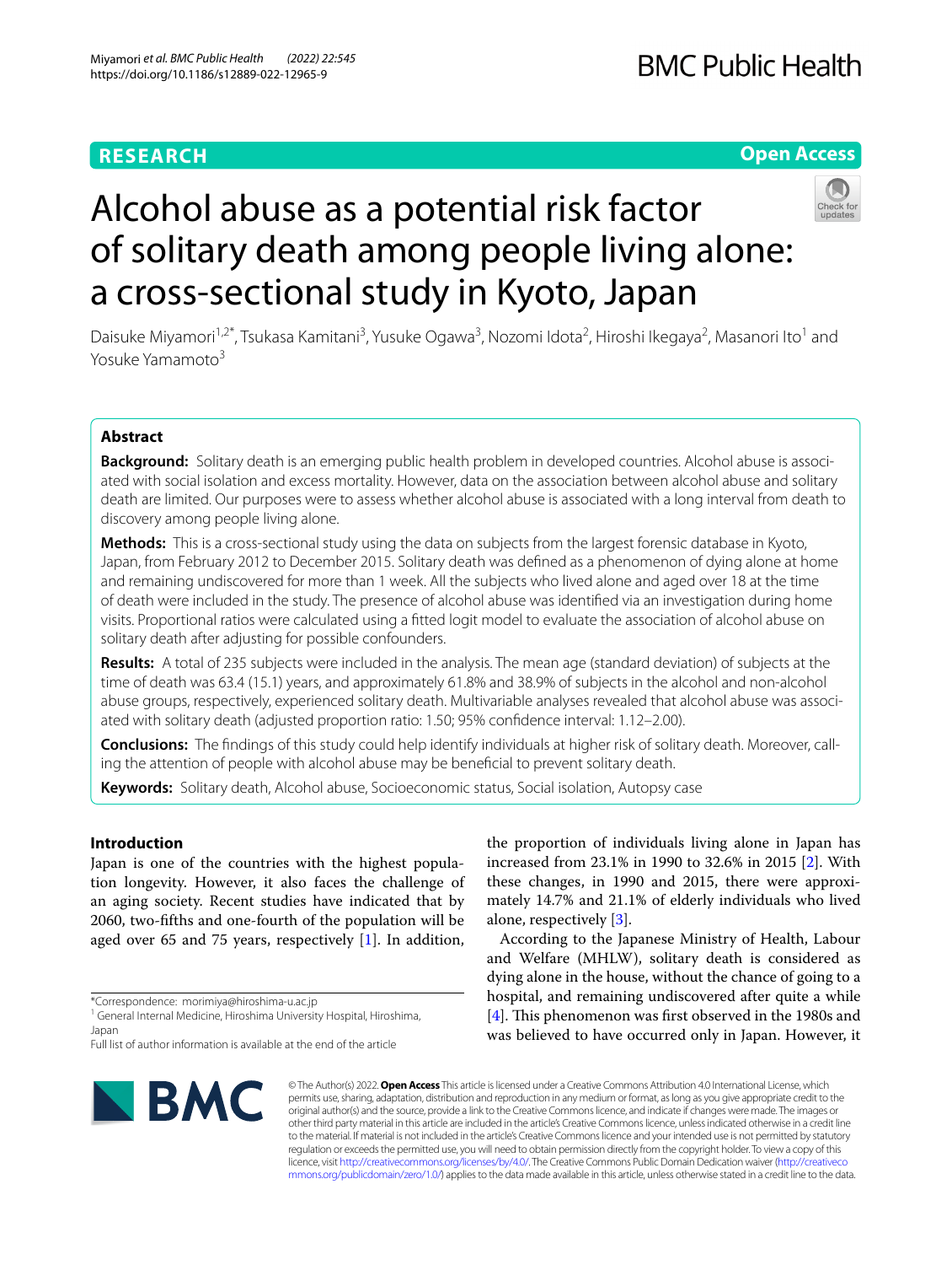RESEARCH

Open Access

# Alcohol abuse as a potential risk factor of solitary death among people living alone: a cross-sectional study in Kyoto, Japan

Daisuke Miyamori[1,2*], Tsukasa Kamitani[3], Yusuke Ogawa[3], Nozomi Idota[2], Hiroshi Ikegaya[2], Masanori Ito[1] and Yosuke Yamamoto[3]

## Abstract

**Background:** Solitary death is an emerging public health problem in developed countries. Alcohol abuse is associated with social isolation and excess mortality. However, data on the association between alcohol abuse and solitary death are limited. Our purposes were to assess whether alcohol abuse is associated with a long interval from death to discovery among people living alone.

**Methods:** This is a cross-sectional study using the data on subjects from the largest forensic database in Kyoto, Japan, from February 2012 to December 2015. Solitary death was defined as a phenomenon of dying alone at home and remaining undiscovered for more than 1 week. All the subjects who lived alone and aged over 18 at the time of death were included in the study. The presence of alcohol abuse was identified via an investigation during home visits. Proportional ratios were calculated using a fitted logit model to evaluate the association of alcohol abuse on solitary death after adjusting for possible confounders.

**Results:** A total of 235 subjects were included in the analysis. The mean age (standard deviation) of subjects at the time of death was 63.4 (15.1) years, and approximately 61.8% and 38.9% of subjects in the alcohol and non-alcohol abuse groups, respectively, experienced solitary death. Multivariable analyses revealed that alcohol abuse was associated with solitary death (adjusted proportion ratio: 1.50; 95% confidence interval: 1.12–2.00).

**Conclusions:** The findings of this study could help identify individuals at higher risk of solitary death. Moreover, calling the attention of people with alcohol abuse may be beneficial to prevent solitary death.

**Keywords:** Solitary death, Alcohol abuse, Socioeconomic status, Social isolation, Autopsy case

## Introduction

Japan is one of the countries with the highest population longevity. However, it also faces the challenge of an aging society. Recent studies have indicated that by 2060, two-fifths and one-fourth of the population will be aged over 65 and 75 years, respectively [1]. In addition, the proportion of individuals living alone in Japan has increased from 23.1% in 1990 to 32.6% in 2015 [2]. With these changes, in 1990 and 2015, there were approximately 14.7% and 21.1% of elderly individuals who lived alone, respectively [3].

According to the Japanese Ministry of Health, Labour and Welfare (MHLW), solitary death is considered as dying alone in the house, without the chance of going to a hospital, and remaining undiscovered after quite a while [4]. This phenomenon was first observed in the 1980s and was believed to have occurred only in Japan. However, it

*Correspondence: morimiya@hiroshima-u.ac.jp

[1] General Internal Medicine, Hiroshima University Hospital, Hiroshima, Japan

Full list of author information is available at the end of the article

© The Author(s) 2022. **Open Access** This article is licensed under a Creative Commons Attribution 4.0 International License, which permits use, sharing, adaptation, distribution and reproduction in any medium or format, as long as you give appropriate credit to the original author(s) and the source, provide a link to the Creative Commons licence, and indicate if changes were made. The images or other third party material in this article are included in the article's Creative Commons licence, unless indicated otherwise in a credit line to the material. If material is not included in the article's Creative Commons licence and your intended use is not permitted by statutory regulation or exceeds the permitted use, you will need to obtain permission directly from the copyright holder. To view a copy of this licence, visit http://creativecommons.org/licenses/by/4.0/. The Creative Commons Public Domain Dedication waiver (http://creativecommons.org/publicdomain/zero/1.0/) applies to the data made available in this article, unless otherwise stated in a credit line to the data.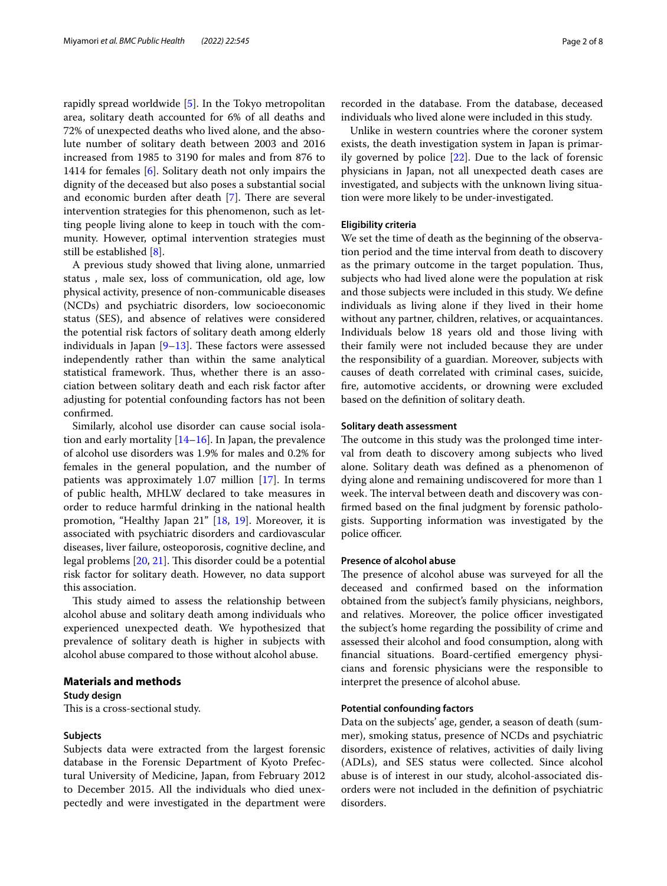rapidly spread worldwide [5]. In the Tokyo metropolitan area, solitary death accounted for 6% of all deaths and 72% of unexpected deaths who lived alone, and the absolute number of solitary death between 2003 and 2016 increased from 1985 to 3190 for males and from 876 to 1414 for females [6]. Solitary death not only impairs the dignity of the deceased but also poses a substantial social and economic burden after death [7]. There are several intervention strategies for this phenomenon, such as letting people living alone to keep in touch with the community. However, optimal intervention strategies must still be established [8].

A previous study showed that living alone, unmarried status , male sex, loss of communication, old age, low physical activity, presence of non-communicable diseases (NCDs) and psychiatric disorders, low socioeconomic status (SES), and absence of relatives were considered the potential risk factors of solitary death among elderly individuals in Japan [9–13]. These factors were assessed independently rather than within the same analytical statistical framework. Thus, whether there is an association between solitary death and each risk factor after adjusting for potential confounding factors has not been confirmed.

Similarly, alcohol use disorder can cause social isolation and early mortality [14–16]. In Japan, the prevalence of alcohol use disorders was 1.9% for males and 0.2% for females in the general population, and the number of patients was approximately 1.07 million [17]. In terms of public health, MHLW declared to take measures in order to reduce harmful drinking in the national health promotion, "Healthy Japan 21" [18, 19]. Moreover, it is associated with psychiatric disorders and cardiovascular diseases, liver failure, osteoporosis, cognitive decline, and legal problems [20, 21]. This disorder could be a potential risk factor for solitary death. However, no data support this association.

This study aimed to assess the relationship between alcohol abuse and solitary death among individuals who experienced unexpected death. We hypothesized that prevalence of solitary death is higher in subjects with alcohol abuse compared to those without alcohol abuse.

## Materials and methods

### Study design

This is a cross-sectional study.

### Subjects

Subjects data were extracted from the largest forensic database in the Forensic Department of Kyoto Prefectural University of Medicine, Japan, from February 2012 to December 2015. All the individuals who died unexpectedly and were investigated in the department were recorded in the database. From the database, deceased individuals who lived alone were included in this study.

Unlike in western countries where the coroner system exists, the death investigation system in Japan is primarily governed by police [22]. Due to the lack of forensic physicians in Japan, not all unexpected death cases are investigated, and subjects with the unknown living situation were more likely to be under-investigated.

### Eligibility criteria

We set the time of death as the beginning of the observation period and the time interval from death to discovery as the primary outcome in the target population. Thus, subjects who had lived alone were the population at risk and those subjects were included in this study. We define individuals as living alone if they lived in their home without any partner, children, relatives, or acquaintances. Individuals below 18 years old and those living with their family were not included because they are under the responsibility of a guardian. Moreover, subjects with causes of death correlated with criminal cases, suicide, fire, automotive accidents, or drowning were excluded based on the definition of solitary death.

### Solitary death assessment

The outcome in this study was the prolonged time interval from death to discovery among subjects who lived alone. Solitary death was defined as a phenomenon of dying alone and remaining undiscovered for more than 1 week. The interval between death and discovery was confirmed based on the final judgment by forensic pathologists. Supporting information was investigated by the police officer.

### Presence of alcohol abuse

The presence of alcohol abuse was surveyed for all the deceased and confirmed based on the information obtained from the subject's family physicians, neighbors, and relatives. Moreover, the police officer investigated the subject's home regarding the possibility of crime and assessed their alcohol and food consumption, along with financial situations. Board-certified emergency physicians and forensic physicians were the responsible to interpret the presence of alcohol abuse.

### Potential confounding factors

Data on the subjects' age, gender, a season of death (summer), smoking status, presence of NCDs and psychiatric disorders, existence of relatives, activities of daily living (ADLs), and SES status were collected. Since alcohol abuse is of interest in our study, alcohol-associated disorders were not included in the definition of psychiatric disorders.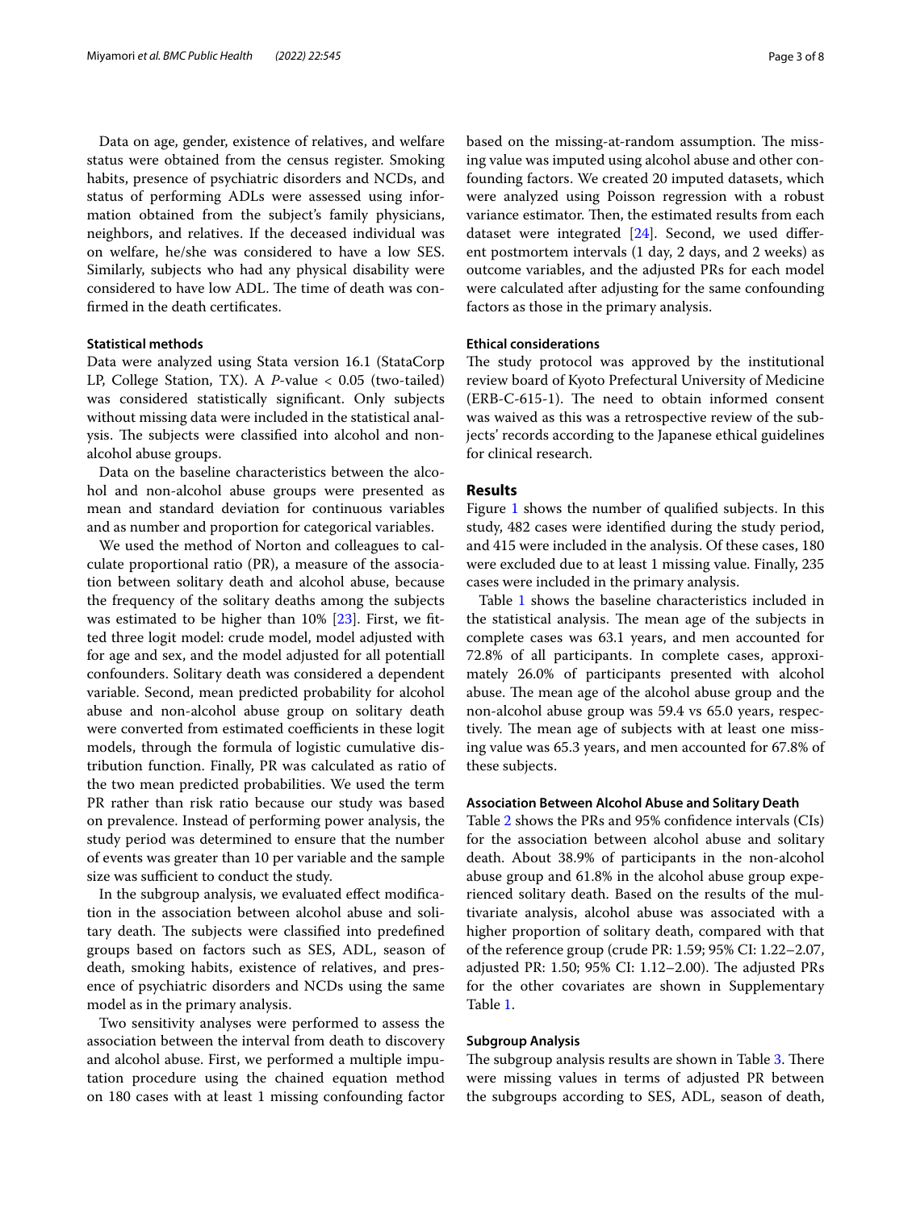Data on age, gender, existence of relatives, and welfare status were obtained from the census register. Smoking habits, presence of psychiatric disorders and NCDs, and status of performing ADLs were assessed using information obtained from the subject's family physicians, neighbors, and relatives. If the deceased individual was on welfare, he/she was considered to have a low SES. Similarly, subjects who had any physical disability were considered to have low ADL. The time of death was confirmed in the death certificates.

### Statistical methods

Data were analyzed using Stata version 16.1 (StataCorp LP, College Station, TX). A *P*-value < 0.05 (two-tailed) was considered statistically significant. Only subjects without missing data were included in the statistical analysis. The subjects were classified into alcohol and non-alcohol abuse groups.

Data on the baseline characteristics between the alcohol and non-alcohol abuse groups were presented as mean and standard deviation for continuous variables and as number and proportion for categorical variables.

We used the method of Norton and colleagues to calculate proportional ratio (PR), a measure of the association between solitary death and alcohol abuse, because the frequency of the solitary deaths among the subjects was estimated to be higher than 10% [23]. First, we fitted three logit model: crude model, model adjusted with for age and sex, and the model adjusted for all potentiall confounders. Solitary death was considered a dependent variable. Second, mean predicted probability for alcohol abuse and non-alcohol abuse group on solitary death were converted from estimated coefficients in these logit models, through the formula of logistic cumulative distribution function. Finally, PR was calculated as ratio of the two mean predicted probabilities. We used the term PR rather than risk ratio because our study was based on prevalence. Instead of performing power analysis, the study period was determined to ensure that the number of events was greater than 10 per variable and the sample size was sufficient to conduct the study.

In the subgroup analysis, we evaluated effect modification in the association between alcohol abuse and solitary death. The subjects were classified into predefined groups based on factors such as SES, ADL, season of death, smoking habits, existence of relatives, and presence of psychiatric disorders and NCDs using the same model as in the primary analysis.

Two sensitivity analyses were performed to assess the association between the interval from death to discovery and alcohol abuse. First, we performed a multiple imputation procedure using the chained equation method on 180 cases with at least 1 missing confounding factor based on the missing-at-random assumption. The missing value was imputed using alcohol abuse and other confounding factors. We created 20 imputed datasets, which were analyzed using Poisson regression with a robust variance estimator. Then, the estimated results from each dataset were integrated [24]. Second, we used different postmortem intervals (1 day, 2 days, and 2 weeks) as outcome variables, and the adjusted PRs for each model were calculated after adjusting for the same confounding factors as those in the primary analysis.

### Ethical considerations

The study protocol was approved by the institutional review board of Kyoto Prefectural University of Medicine (ERB-C-615-1). The need to obtain informed consent was waived as this was a retrospective review of the subjects' records according to the Japanese ethical guidelines for clinical research.

## Results

Figure 1 shows the number of qualified subjects. In this study, 482 cases were identified during the study period, and 415 were included in the analysis. Of these cases, 180 were excluded due to at least 1 missing value. Finally, 235 cases were included in the primary analysis.

Table 1 shows the baseline characteristics included in the statistical analysis. The mean age of the subjects in complete cases was 63.1 years, and men accounted for 72.8% of all participants. In complete cases, approximately 26.0% of participants presented with alcohol abuse. The mean age of the alcohol abuse group and the non-alcohol abuse group was 59.4 vs 65.0 years, respectively. The mean age of subjects with at least one missing value was 65.3 years, and men accounted for 67.8% of these subjects.

### Association Between Alcohol Abuse and Solitary Death

Table 2 shows the PRs and 95% confidence intervals (CIs) for the association between alcohol abuse and solitary death. About 38.9% of participants in the non-alcohol abuse group and 61.8% in the alcohol abuse group experienced solitary death. Based on the results of the multivariate analysis, alcohol abuse was associated with a higher proportion of solitary death, compared with that of the reference group (crude PR: 1.59; 95% CI: 1.22–2.07, adjusted PR: 1.50; 95% CI: 1.12–2.00). The adjusted PRs for the other covariates are shown in Supplementary Table 1.

### Subgroup Analysis

The subgroup analysis results are shown in Table 3. There were missing values in terms of adjusted PR between the subgroups according to SES, ADL, season of death,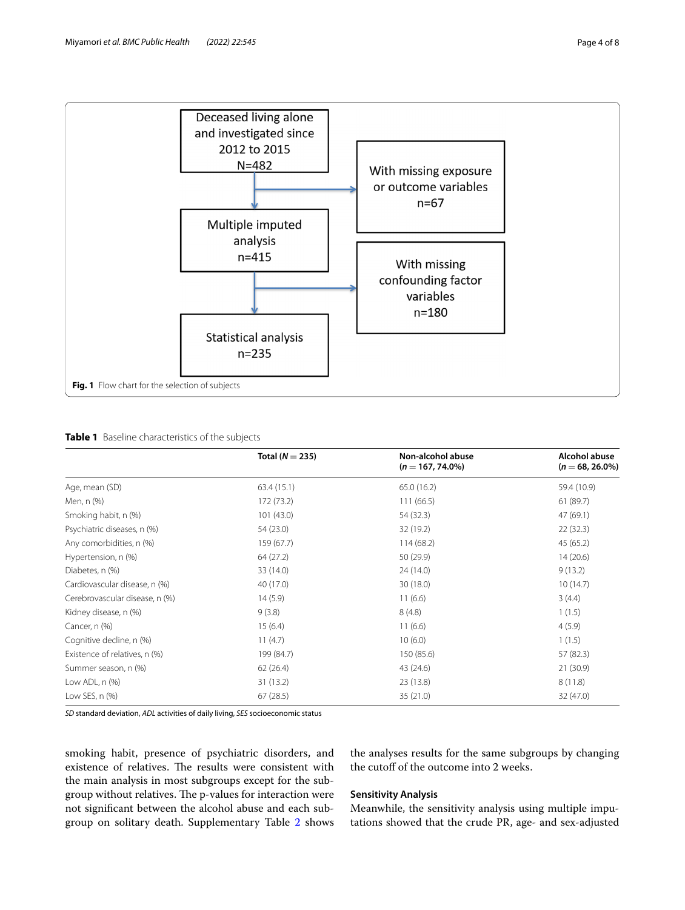Deceased living alone and investigated since 2012 to 2015
N=482

With missing exposure or outcome variables
n=67

Multiple imputed analysis
n=415

With missing confounding factor variables
n=180

Statistical analysis
n=235

**Fig. 1** Flow chart for the selection of subjects

**Table 1** Baseline characteristics of the subjects

| | Total (*N* = 235) | Non-alcohol abuse (*n* = 167, 74.0%) | Alcohol abuse (*n* = 68, 26.0%) |
|---|---|---|---|
| Age, mean (SD) | 63.4 (15.1) | 65.0 (16.2) | 59.4 (10.9) |
| Men, n (%) | 172 (73.2) | 111 (66.5) | 61 (89.7) |
| Smoking habit, n (%) | 101 (43.0) | 54 (32.3) | 47 (69.1) |
| Psychiatric diseases, n (%) | 54 (23.0) | 32 (19.2) | 22 (32.3) |
| Any comorbidities, n (%) | 159 (67.7) | 114 (68.2) | 45 (65.2) |
| Hypertension, n (%) | 64 (27.2) | 50 (29.9) | 14 (20.6) |
| Diabetes, n (%) | 33 (14.0) | 24 (14.0) | 9 (13.2) |
| Cardiovascular disease, n (%) | 40 (17.0) | 30 (18.0) | 10 (14.7) |
| Cerebrovascular disease, n (%) | 14 (5.9) | 11 (6.6) | 3 (4.4) |
| Kidney disease, n (%) | 9 (3.8) | 8 (4.8) | 1 (1.5) |
| Cancer, n (%) | 15 (6.4) | 11 (6.6) | 4 (5.9) |
| Cognitive decline, n (%) | 11 (4.7) | 10 (6.0) | 1 (1.5) |
| Existence of relatives, n (%) | 199 (84.7) | 150 (85.6) | 57 (82.3) |
| Summer season, n (%) | 62 (26.4) | 43 (24.6) | 21 (30.9) |
| Low ADL, n (%) | 31 (13.2) | 23 (13.8) | 8 (11.8) |
| Low SES, n (%) | 67 (28.5) | 35 (21.0) | 32 (47.0) |

*SD* standard deviation, *ADL* activities of daily living, *SES* socioeconomic status

smoking habit, presence of psychiatric disorders, and existence of relatives. The results were consistent with the main analysis in most subgroups except for the subgroup without relatives. The p-values for interaction were not significant between the alcohol abuse and each subgroup on solitary death. Supplementary Table 2 shows the analyses results for the same subgroups by changing the cutoff of the outcome into 2 weeks.

### Sensitivity Analysis

Meanwhile, the sensitivity analysis using multiple imputations showed that the crude PR, age- and sex-adjusted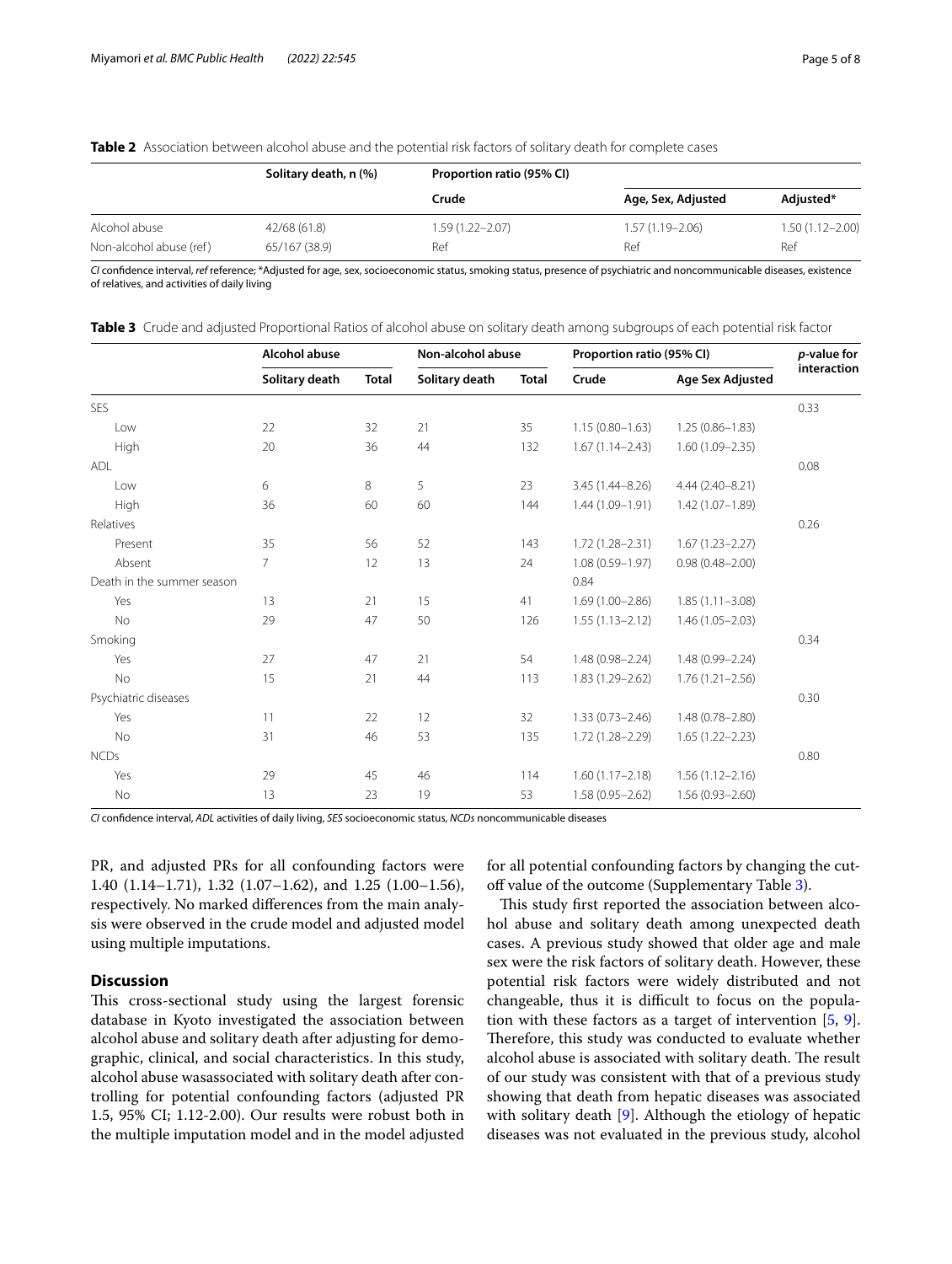**Table 2** Association between alcohol abuse and the potential risk factors of solitary death for complete cases

| | Solitary death, n (%) | Proportion ratio (95% CI) | | |
|---|---|---|---|---|
| | | Crude | Age, Sex, Adjusted | Adjusted* |
| Alcohol abuse | 42/68 (61.8) | 1.59 (1.22–2.07) | 1.57 (1.19–2.06) | 1.50 (1.12–2.00) |
| Non-alcohol abuse (ref) | 65/167 (38.9) | Ref | Ref | Ref |

*CI* confidence interval, *ref* reference; *Adjusted for age, sex, socioeconomic status, smoking status, presence of psychiatric and noncommunicable diseases, existence of relatives, and activities of daily living

**Table 3** Crude and adjusted Proportional Ratios of alcohol abuse on solitary death among subgroups of each potential risk factor

| | Alcohol abuse | | Non-alcohol abuse | | Proportion ratio (95% CI) | | *p*-value for interaction |
|---|---|---|---|---|---|---|---|
| | Solitary death | Total | Solitary death | Total | Crude | Age Sex Adjusted | |
| SES | | | | | | | 0.33 |
| Low | 22 | 32 | 21 | 35 | 1.15 (0.80–1.63) | 1.25 (0.86–1.83) | |
| High | 20 | 36 | 44 | 132 | 1.67 (1.14–2.43) | 1.60 (1.09–2.35) | |
| ADL | | | | | | | 0.08 |
| Low | 6 | 8 | 5 | 23 | 3.45 (1.44–8.26) | 4.44 (2.40–8.21) | |
| High | 36 | 60 | 60 | 144 | 1.44 (1.09–1.91) | 1.42 (1.07–1.89) | |
| Relatives | | | | | | | 0.26 |
| Present | 35 | 56 | 52 | 143 | 1.72 (1.28–2.31) | 1.67 (1.23–2.27) | |
| Absent | 7 | 12 | 13 | 24 | 1.08 (0.59–1.97) | 0.98 (0.48–2.00) | |
| Death in the summer season | | | | | 0.84 | | |
| Yes | 13 | 21 | 15 | 41 | 1.69 (1.00–2.86) | 1.85 (1.11–3.08) | |
| No | 29 | 47 | 50 | 126 | 1.55 (1.13–2.12) | 1.46 (1.05–2.03) | |
| Smoking | | | | | | | 0.34 |
| Yes | 27 | 47 | 21 | 54 | 1.48 (0.98–2.24) | 1.48 (0.99–2.24) | |
| No | 15 | 21 | 44 | 113 | 1.83 (1.29–2.62) | 1.76 (1.21–2.56) | |
| Psychiatric diseases | | | | | | | 0.30 |
| Yes | 11 | 22 | 12 | 32 | 1.33 (0.73–2.46) | 1.48 (0.78–2.80) | |
| No | 31 | 46 | 53 | 135 | 1.72 (1.28–2.29) | 1.65 (1.22–2.23) | |
| NCDs | | | | | | | 0.80 |
| Yes | 29 | 45 | 46 | 114 | 1.60 (1.17–2.18) | 1.56 (1.12–2.16) | |
| No | 13 | 23 | 19 | 53 | 1.58 (0.95–2.62) | 1.56 (0.93–2.60) | |

*CI* confidence interval, *ADL* activities of daily living, *SES* socioeconomic status, *NCDs* noncommunicable diseases

PR, and adjusted PRs for all confounding factors were 1.40 (1.14–1.71), 1.32 (1.07–1.62), and 1.25 (1.00–1.56), respectively. No marked differences from the main analysis were observed in the crude model and adjusted model using multiple imputations.

## Discussion

This cross-sectional study using the largest forensic database in Kyoto investigated the association between alcohol abuse and solitary death after adjusting for demographic, clinical, and social characteristics. In this study, alcohol abuse wasassociated with solitary death after controlling for potential confounding factors (adjusted PR 1.5, 95% CI; 1.12-2.00). Our results were robust both in the multiple imputation model and in the model adjusted for all potential confounding factors by changing the cut-off value of the outcome (Supplementary Table 3).

This study first reported the association between alcohol abuse and solitary death among unexpected death cases. A previous study showed that older age and male sex were the risk factors of solitary death. However, these potential risk factors were widely distributed and not changeable, thus it is difficult to focus on the population with these factors as a target of intervention [5, 9]. Therefore, this study was conducted to evaluate whether alcohol abuse is associated with solitary death. The result of our study was consistent with that of a previous study showing that death from hepatic diseases was associated with solitary death [9]. Although the etiology of hepatic diseases was not evaluated in the previous study, alcohol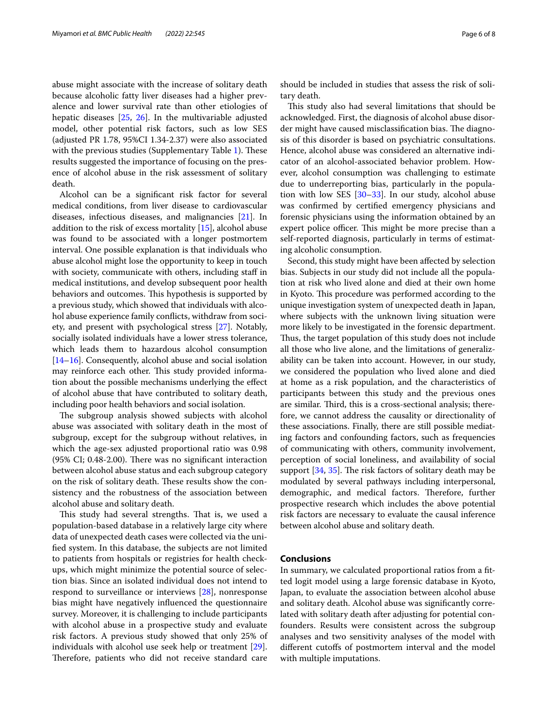abuse might associate with the increase of solitary death because alcoholic fatty liver diseases had a higher prevalence and lower survival rate than other etiologies of hepatic diseases [25, 26]. In the multivariable adjusted model, other potential risk factors, such as low SES (adjusted PR 1.78, 95%CI 1.34-2.37) were also associated with the previous studies (Supplementary Table 1). These results suggested the importance of focusing on the presence of alcohol abuse in the risk assessment of solitary death.

Alcohol can be a significant risk factor for several medical conditions, from liver disease to cardiovascular diseases, infectious diseases, and malignancies [21]. In addition to the risk of excess mortality [15], alcohol abuse was found to be associated with a longer postmortem interval. One possible explanation is that individuals who abuse alcohol might lose the opportunity to keep in touch with society, communicate with others, including staff in medical institutions, and develop subsequent poor health behaviors and outcomes. This hypothesis is supported by a previous study, which showed that individuals with alcohol abuse experience family conflicts, withdraw from society, and present with psychological stress [27]. Notably, socially isolated individuals have a lower stress tolerance, which leads them to hazardous alcohol consumption [14–16]. Consequently, alcohol abuse and social isolation may reinforce each other. This study provided information about the possible mechanisms underlying the effect of alcohol abuse that have contributed to solitary death, including poor health behaviors and social isolation.

The subgroup analysis showed subjects with alcohol abuse was associated with solitary death in the most of subgroup, except for the subgroup without relatives, in which the age-sex adjusted proportional ratio was 0.98 (95% CI; 0.48-2.00). There was no significant interaction between alcohol abuse status and each subgroup category on the risk of solitary death. These results show the consistency and the robustness of the association between alcohol abuse and solitary death.

This study had several strengths. That is, we used a population-based database in a relatively large city where data of unexpected death cases were collected via the unified system. In this database, the subjects are not limited to patients from hospitals or registries for health checkups, which might minimize the potential source of selection bias. Since an isolated individual does not intend to respond to surveillance or interviews [28], nonresponse bias might have negatively influenced the questionnaire survey. Moreover, it is challenging to include participants with alcohol abuse in a prospective study and evaluate risk factors. A previous study showed that only 25% of individuals with alcohol use seek help or treatment [29]. Therefore, patients who did not receive standard care should be included in studies that assess the risk of solitary death.

This study also had several limitations that should be acknowledged. First, the diagnosis of alcohol abuse disorder might have caused misclassification bias. The diagnosis of this disorder is based on psychiatric consultations. Hence, alcohol abuse was considered an alternative indicator of an alcohol-associated behavior problem. However, alcohol consumption was challenging to estimate due to underreporting bias, particularly in the population with low SES [30–33]. In our study, alcohol abuse was confirmed by certified emergency physicians and forensic physicians using the information obtained by an expert police officer. This might be more precise than a self-reported diagnosis, particularly in terms of estimating alcoholic consumption.

Second, this study might have been affected by selection bias. Subjects in our study did not include all the population at risk who lived alone and died at their own home in Kyoto. This procedure was performed according to the unique investigation system of unexpected death in Japan, where subjects with the unknown living situation were more likely to be investigated in the forensic department. Thus, the target population of this study does not include all those who live alone, and the limitations of generalizability can be taken into account. However, in our study, we considered the population who lived alone and died at home as a risk population, and the characteristics of participants between this study and the previous ones are similar. Third, this is a cross-sectional analysis; therefore, we cannot address the causality or directionality of these associations. Finally, there are still possible mediating factors and confounding factors, such as frequencies of communicating with others, community involvement, perception of social loneliness, and availability of social support [34, 35]. The risk factors of solitary death may be modulated by several pathways including interpersonal, demographic, and medical factors. Therefore, further prospective research which includes the above potential risk factors are necessary to evaluate the causal inference between alcohol abuse and solitary death.

## Conclusions

In summary, we calculated proportional ratios from a fitted logit model using a large forensic database in Kyoto, Japan, to evaluate the association between alcohol abuse and solitary death. Alcohol abuse was significantly correlated with solitary death after adjusting for potential confounders. Results were consistent across the subgroup analyses and two sensitivity analyses of the model with different cutoffs of postmortem interval and the model with multiple imputations.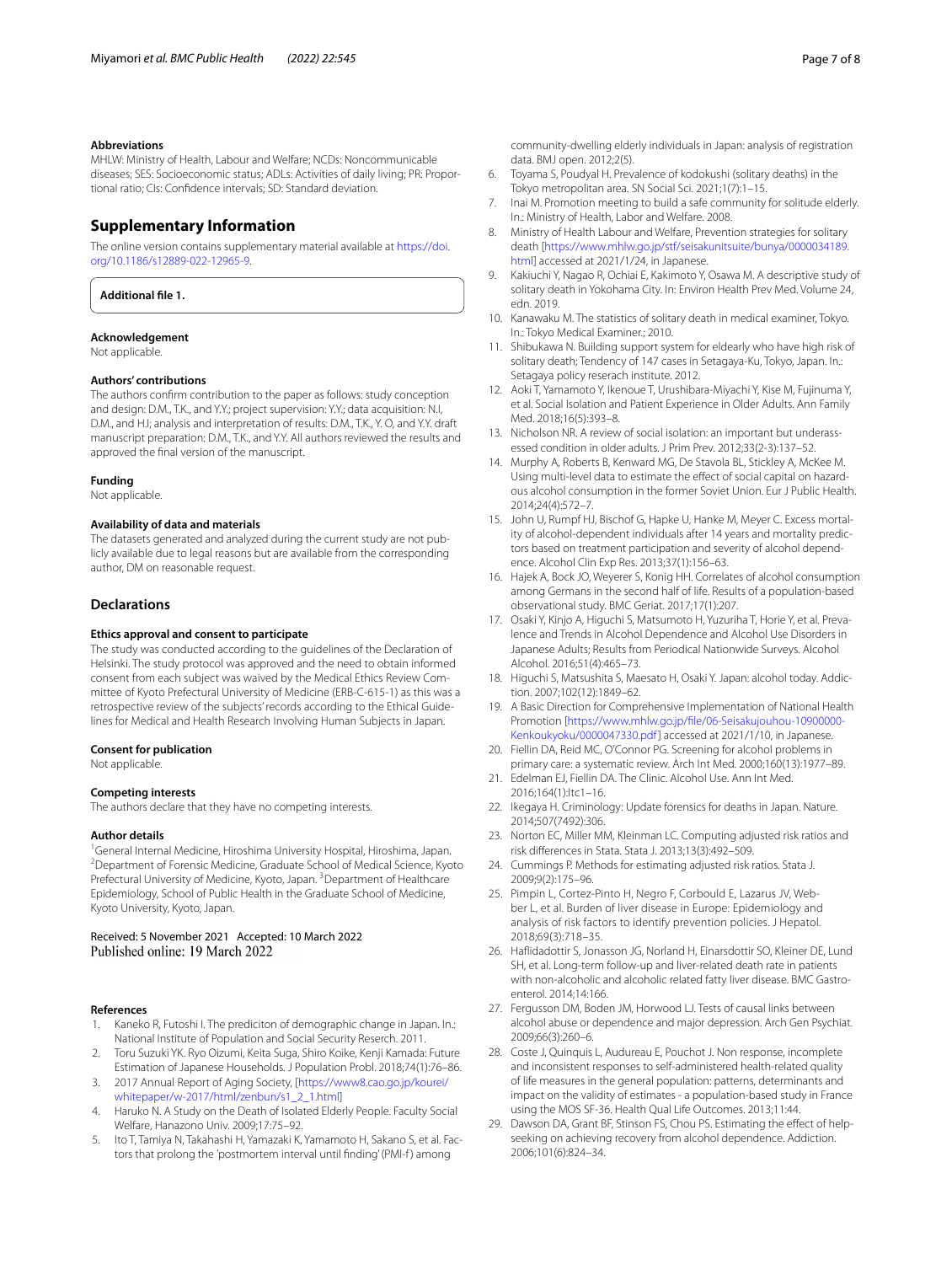### Abbreviations

MHLW: Ministry of Health, Labour and Welfare; NCDs: Noncommunicable diseases; SES: Socioeconomic status; ADLs: Activities of daily living; PR: Proportional ratio; CIs: Confidence intervals; SD: Standard deviation.

## Supplementary Information

The online version contains supplementary material available at https://doi.org/10.1186/s12889-022-12965-9.

**Additional file 1.**

### Acknowledgement

Not applicable.

### Authors' contributions

The authors confirm contribution to the paper as follows: study conception and design: D.M., T.K., and Y.Y.; project supervision: Y.Y.; data acquisition: N.I, D.M., and H.I; analysis and interpretation of results: D.M., T.K., Y. O, and Y.Y. draft manuscript preparation: D.M., T.K., and Y.Y. All authors reviewed the results and approved the final version of the manuscript.

### Funding

Not applicable.

### Availability of data and materials

The datasets generated and analyzed during the current study are not publicly available due to legal reasons but are available from the corresponding author, DM on reasonable request.

## Declarations

### Ethics approval and consent to participate

The study was conducted according to the guidelines of the Declaration of Helsinki. The study protocol was approved and the need to obtain informed consent from each subject was waived by the Medical Ethics Review Committee of Kyoto Prefectural University of Medicine (ERB-C-615-1) as this was a retrospective review of the subjects' records according to the Ethical Guidelines for Medical and Health Research Involving Human Subjects in Japan.

### Consent for publication

Not applicable.

### Competing interests

The authors declare that they have no competing interests.

### Author details

[1]General Internal Medicine, Hiroshima University Hospital, Hiroshima, Japan. [2]Department of Forensic Medicine, Graduate School of Medical Science, Kyoto Prefectural University of Medicine, Kyoto, Japan. [3]Department of Healthcare Epidemiology, School of Public Health in the Graduate School of Medicine, Kyoto University, Kyoto, Japan.

Received: 5 November 2021 Accepted: 10 March 2022
Published online: 19 March 2022

### References

1. Kaneko R, Futoshi I. The prediciton of demographic change in Japan. In.: National Institute of Population and Social Security Reserch. 2011.
2. Toru Suzuki YK. Ryo Oizumi, Keita Suga, Shiro Koike, Kenji Kamada: Future Estimation of Japanese Households. J Population Probl. 2018;74(1):76–86.
3. 2017 Annual Report of Aging Society, [https://www8.cao.go.jp/kourei/whitepaper/w-2017/html/zenbun/s1_2_1.html]
4. Haruko N. A Study on the Death of Isolated Elderly People. Faculty Social Welfare, Hanazono Univ. 2009;17:75–92.
5. Ito T, Tamiya N, Takahashi H, Yamazaki K, Yamamoto H, Sakano S, et al. Factors that prolong the 'postmortem interval until finding' (PMI-f) among community-dwelling elderly individuals in Japan: analysis of registration data. BMJ open. 2012;2(5).
6. Toyama S, Poudyal H. Prevalence of kodokushi (solitary deaths) in the Tokyo metropolitan area. SN Social Sci. 2021;1(7):1–15.
7. Inai M. Promotion meeting to build a safe community for solitude elderly. In.: Ministry of Health, Labor and Welfare. 2008.
8. Ministry of Health Labour and Welfare, Prevention strategies for solitary death [https://www.mhlw.go.jp/stf/seisakunitsuite/bunya/0000034189.html] accessed at 2021/1/24, in Japanese.
9. Kakiuchi Y, Nagao R, Ochiai E, Kakimoto Y, Osawa M. A descriptive study of solitary death in Yokohama City. In: Environ Health Prev Med. Volume 24, edn. 2019.
10. Kanawaku M. The statistics of solitary death in medical examiner, Tokyo. In.: Tokyo Medical Examiner.; 2010.
11. Shibukawa N. Building support system for eldearly who have high risk of solitary death; Tendency of 147 cases in Setagaya-Ku, Tokyo, Japan. In.: Setagaya policy reserach institute. 2012.
12. Aoki T, Yamamoto Y, Ikenoue T, Urushibara-Miyachi Y, Kise M, Fujinuma Y, et al. Social Isolation and Patient Experience in Older Adults. Ann Family Med. 2018;16(5):393–8.
13. Nicholson NR. A review of social isolation: an important but underassessed condition in older adults. J Prim Prev. 2012;33(2-3):137–52.
14. Murphy A, Roberts B, Kenward MG, De Stavola BL, Stickley A, McKee M. Using multi-level data to estimate the effect of social capital on hazardous alcohol consumption in the former Soviet Union. Eur J Public Health. 2014;24(4):572–7.
15. John U, Rumpf HJ, Bischof G, Hapke U, Hanke M, Meyer C. Excess mortality of alcohol-dependent individuals after 14 years and mortality predictors based on treatment participation and severity of alcohol dependence. Alcohol Clin Exp Res. 2013;37(1):156–63.
16. Hajek A, Bock JO, Weyerer S, Konig HH. Correlates of alcohol consumption among Germans in the second half of life. Results of a population-based observational study. BMC Geriat. 2017;17(1):207.
17. Osaki Y, Kinjo A, Higuchi S, Matsumoto H, Yuzuriha T, Horie Y, et al. Prevalence and Trends in Alcohol Dependence and Alcohol Use Disorders in Japanese Adults; Results from Periodical Nationwide Surveys. Alcohol Alcohol. 2016;51(4):465–73.
18. Higuchi S, Matsushita S, Maesato H, Osaki Y. Japan: alcohol today. Addiction. 2007;102(12):1849–62.
19. A Basic Direction for Comprehensive Implementation of National Health Promotion [https://www.mhlw.go.jp/file/06-Seisakujouhou-10900000-Kenkoukyoku/0000047330.pdf] accessed at 2021/1/10, in Japanese.
20. Fiellin DA, Reid MC, O'Connor PG. Screening for alcohol problems in primary care: a systematic review. Arch Int Med. 2000;160(13):1977–89.
21. Edelman EJ, Fiellin DA. The Clinic. Alcohol Use. Ann Int Med. 2016;164(1):Itc1–16.
22. Ikegaya H. Criminology: Update forensics for deaths in Japan. Nature. 2014;507(7492):306.
23. Norton EC, Miller MM, Kleinman LC. Computing adjusted risk ratios and risk differences in Stata. Stata J. 2013;13(3):492–509.
24. Cummings P. Methods for estimating adjusted risk ratios. Stata J. 2009;9(2):175–96.
25. Pimpin L, Cortez-Pinto H, Negro F, Corbould E, Lazarus JV, Webber L, et al. Burden of liver disease in Europe: Epidemiology and analysis of risk factors to identify prevention policies. J Hepatol. 2018;69(3):718–35.
26. Haflidadottir S, Jonasson JG, Norland H, Einarsdottir SO, Kleiner DE, Lund SH, et al. Long-term follow-up and liver-related death rate in patients with non-alcoholic and alcoholic related fatty liver disease. BMC Gastroenterol. 2014;14:166.
27. Fergusson DM, Boden JM, Horwood LJ. Tests of causal links between alcohol abuse or dependence and major depression. Arch Gen Psychiat. 2009;66(3):260–6.
28. Coste J, Quinquis L, Audureau E, Pouchot J. Non response, incomplete and inconsistent responses to self-administered health-related quality of life measures in the general population: patterns, determinants and impact on the validity of estimates - a population-based study in France using the MOS SF-36. Health Qual Life Outcomes. 2013;11:44.
29. Dawson DA, Grant BF, Stinson FS, Chou PS. Estimating the effect of help-seeking on achieving recovery from alcohol dependence. Addiction. 2006;101(6):824–34.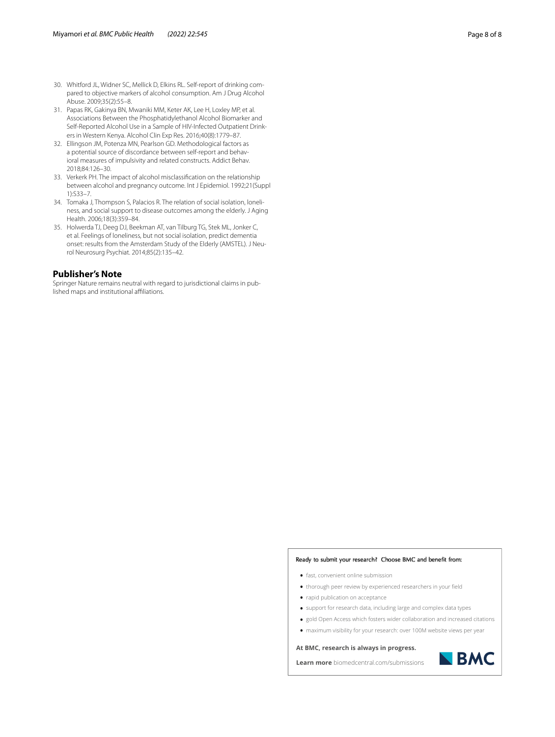30. Whitford JL, Widner SC, Mellick D, Elkins RL. Self-report of drinking compared to objective markers of alcohol consumption. Am J Drug Alcohol Abuse. 2009;35(2):55–8.
31. Papas RK, Gakinya BN, Mwaniki MM, Keter AK, Lee H, Loxley MP, et al. Associations Between the Phosphatidylethanol Alcohol Biomarker and Self-Reported Alcohol Use in a Sample of HIV-Infected Outpatient Drinkers in Western Kenya. Alcohol Clin Exp Res. 2016;40(8):1779–87.
32. Ellingson JM, Potenza MN, Pearlson GD. Methodological factors as a potential source of discordance between self-report and behavioral measures of impulsivity and related constructs. Addict Behav. 2018;84:126–30.
33. Verkerk PH. The impact of alcohol misclassification on the relationship between alcohol and pregnancy outcome. Int J Epidemiol. 1992;21(Suppl 1):S33–7.
34. Tomaka J, Thompson S, Palacios R. The relation of social isolation, loneliness, and social support to disease outcomes among the elderly. J Aging Health. 2006;18(3):359–84.
35. Holwerda TJ, Deeg DJ, Beekman AT, van Tilburg TG, Stek ML, Jonker C, et al. Feelings of loneliness, but not social isolation, predict dementia onset: results from the Amsterdam Study of the Elderly (AMSTEL). J Neurol Neurosurg Psychiat. 2014;85(2):135–42.

## Publisher's Note

Springer Nature remains neutral with regard to jurisdictional claims in published maps and institutional affiliations.

Ready to submit your research? Choose BMC and benefit from:

- fast, convenient online submission
- thorough peer review by experienced researchers in your field
- rapid publication on acceptance
- support for research data, including large and complex data types
- gold Open Access which fosters wider collaboration and increased citations
- maximum visibility for your research: over 100M website views per year

**At BMC, research is always in progress.**

**Learn more** biomedcentral.com/submissions

BMC